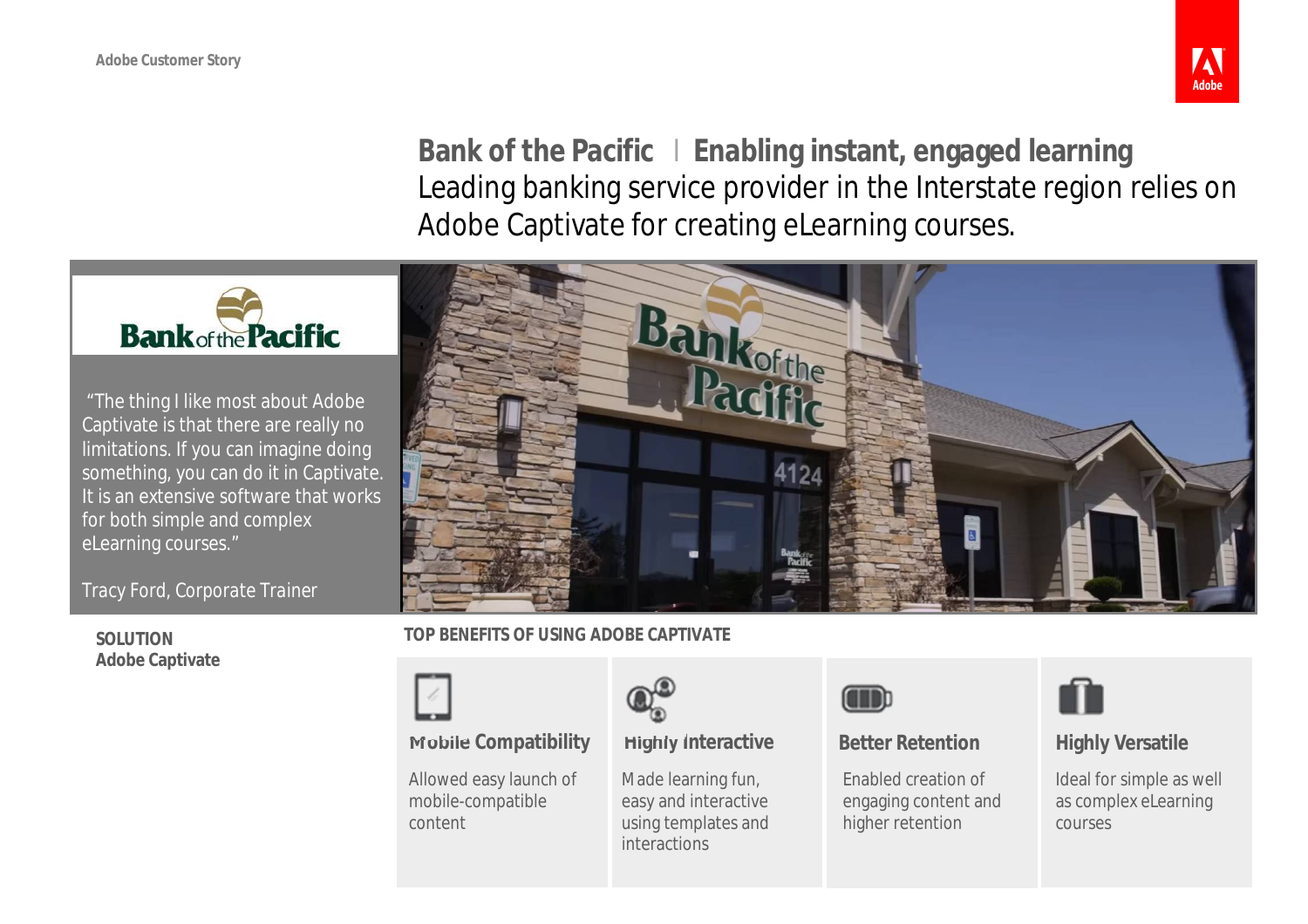Adobe Customer Story

# Bank of the Pacific | Enabling instant, engaged learning

Leading banking service provider in the Interstate region relies on Adobe Captivate for creating eLearning courses.

"The thing I like most about Adobe Captivate is that there are really no limitations. If you can imagine doing something, you can do it in Captivate. It is an extensive software that works for both simple and complex eLearning courses."

Tracy Ford, Corporate Trainer

**SOLUTION**
**Adobe Captivate**

**TOP BENEFITS OF USING ADOBE CAPTIVATE**

**Mobile Compatibility**

Allowed easy launch of mobile-compatible content

**Highly Interactive**

Made learning fun, easy and interactive using templates and interactions

**Better Retention**

Enabled creation of engaging content and higher retention

**Highly Versatile**

Ideal for simple as well as complex eLearning courses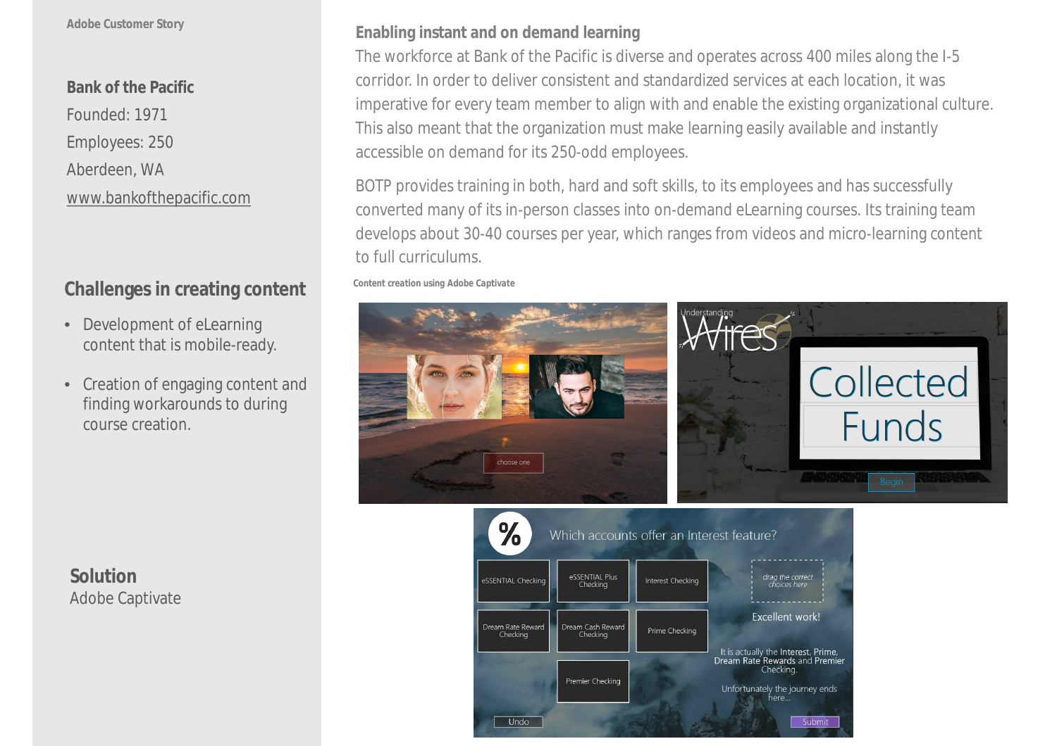Adobe Customer Story

**Bank of the Pacific**

Founded: 1971

Employees: 250

Aberdeen, WA

www.bankofthepacific.com

## Challenges in creating content

- Development of eLearning content that is mobile-ready.
- Creation of engaging content and finding workarounds to during course creation.

## Solution

Adobe Captivate

## Enabling instant and on demand learning

The workforce at Bank of the Pacific is diverse and operates across 400 miles along the I-5 corridor. In order to deliver consistent and standardized services at each location, it was imperative for every team member to align with and enable the existing organizational culture. This also meant that the organization must make learning easily available and instantly accessible on demand for its 250-odd employees.

BOTP provides training in both, hard and soft skills, to its employees and has successfully converted many of its in-person classes into on-demand eLearning courses. Its training team develops about 30-40 courses per year, which ranges from videos and micro-learning content to full curriculums.

Content creation using Adobe Captivate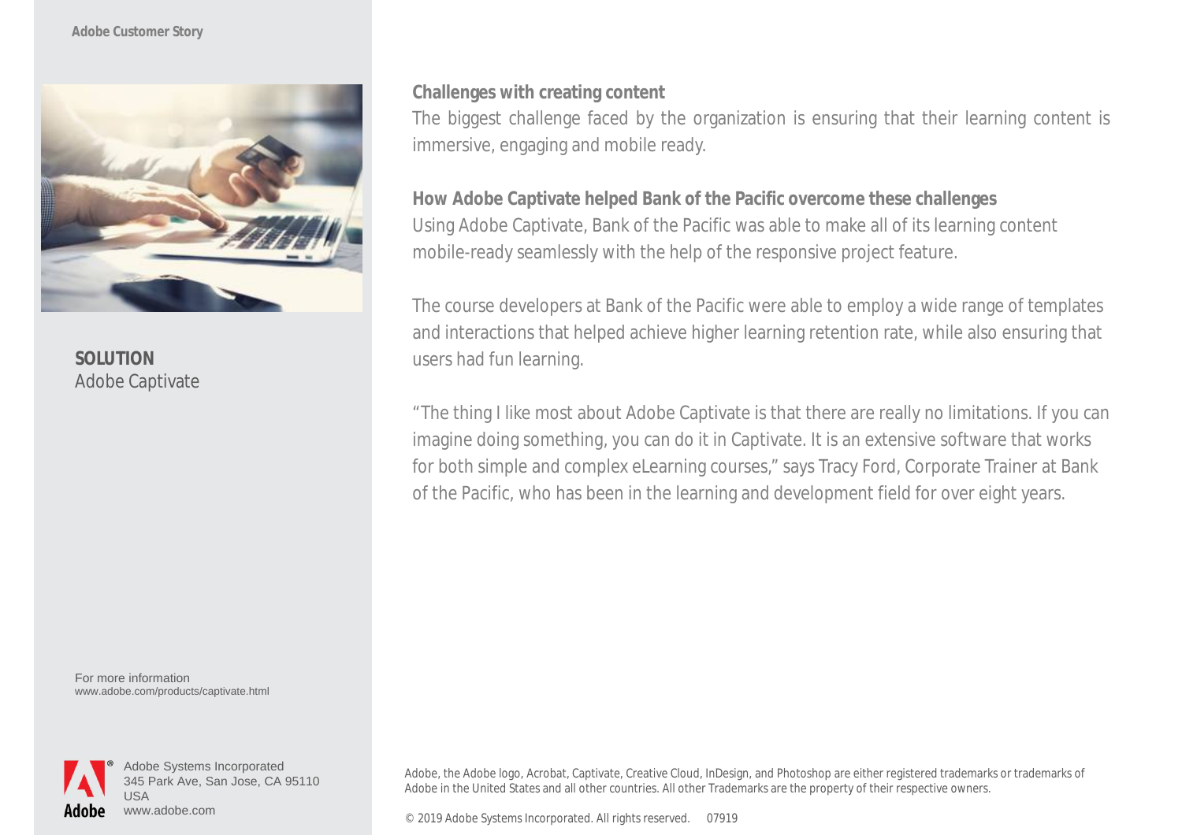**SOLUTION**
Adobe Captivate

### Challenges with creating content

The biggest challenge faced by the organization is ensuring that their learning content is immersive, engaging and mobile ready.

### How Adobe Captivate helped Bank of the Pacific overcome these challenges

Using Adobe Captivate, Bank of the Pacific was able to make all of its learning content mobile-ready seamlessly with the help of the responsive project feature.

The course developers at Bank of the Pacific were able to employ a wide range of templates and interactions that helped achieve higher learning retention rate, while also ensuring that users had fun learning.

"The thing I like most about Adobe Captivate is that there are really no limitations. If you can imagine doing something, you can do it in Captivate. It is an extensive software that works for both simple and complex eLearning courses," says Tracy Ford, Corporate Trainer at Bank of the Pacific, who has been in the learning and development field for over eight years.

For more information
www.adobe.com/products/captivate.html

Adobe Systems Incorporated
345 Park Ave, San Jose, CA 95110
USA
www.adobe.com

Adobe, the Adobe logo, Acrobat, Captivate, Creative Cloud, InDesign, and Photoshop are either registered trademarks or trademarks of Adobe in the United States and all other countries. All other Trademarks are the property of their respective owners.

© 2019 Adobe Systems Incorporated. All rights reserved. 07919